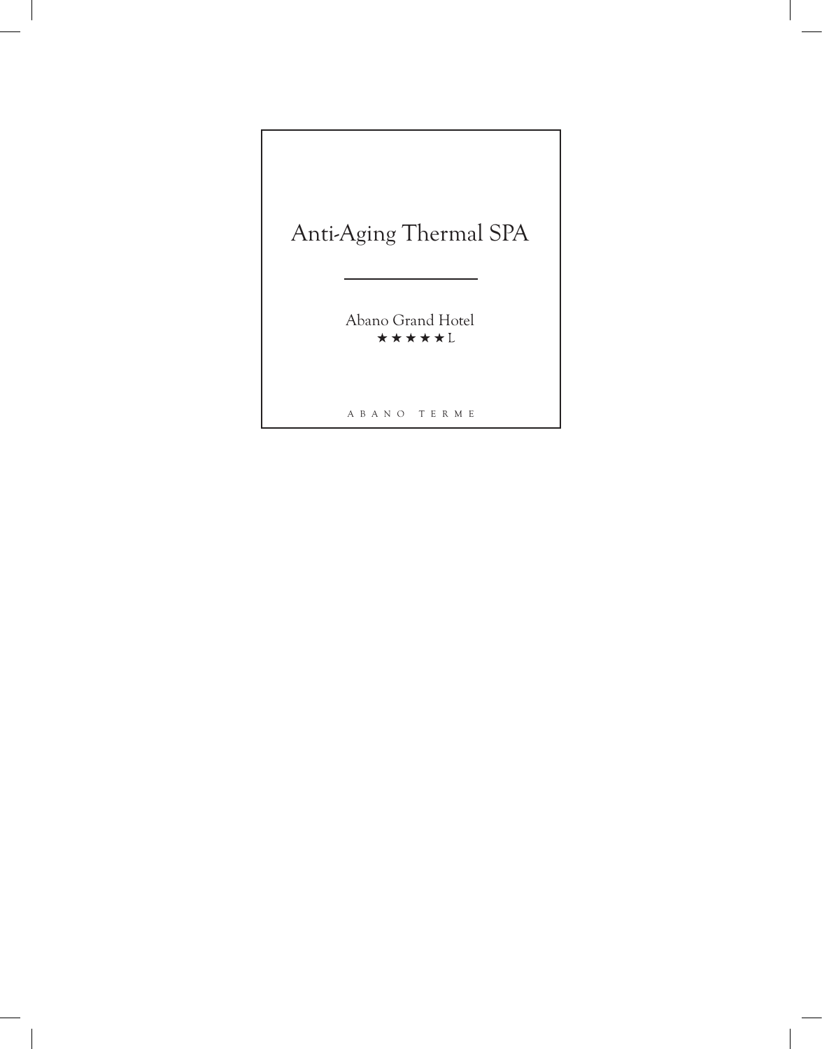# Anti-Aging Thermal SPA

---

Abano Grand Hotel
★★★★★L

ABANO TERME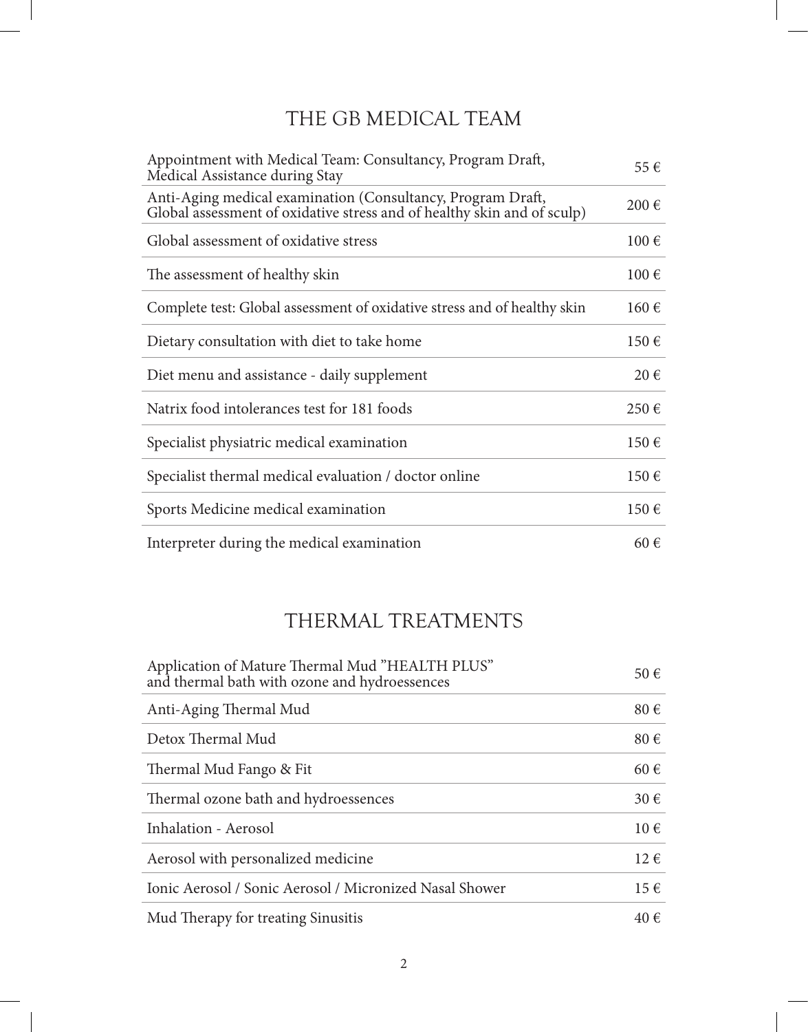## THE GB MEDICAL TEAM

| Service | Price |
|---|---|
| Appointment with Medical Team: Consultancy, Program Draft, Medical Assistance during Stay | 55 € |
| Anti-Aging medical examination (Consultancy, Program Draft, Global assessment of oxidative stress and of healthy skin and of sculp) | 200 € |
| Global assessment of oxidative stress | 100 € |
| The assessment of healthy skin | 100 € |
| Complete test: Global assessment of oxidative stress and of healthy skin | 160 € |
| Dietary consultation with diet to take home | 150 € |
| Diet menu and assistance - daily supplement | 20 € |
| Natrix food intolerances test for 181 foods | 250 € |
| Specialist physiatric medical examination | 150 € |
| Specialist thermal medical evaluation / doctor online | 150 € |
| Sports Medicine medical examination | 150 € |
| Interpreter during the medical examination | 60 € |

## THERMAL TREATMENTS

| Treatment | Price |
|---|---|
| Application of Mature Thermal Mud "HEALTH PLUS" and thermal bath with ozone and hydroessences | 50 € |
| Anti-Aging Thermal Mud | 80 € |
| Detox Thermal Mud | 80 € |
| Thermal Mud Fango & Fit | 60 € |
| Thermal ozone bath and hydroessences | 30 € |
| Inhalation - Aerosol | 10 € |
| Aerosol with personalized medicine | 12 € |
| Ionic Aerosol / Sonic Aerosol / Micronized Nasal Shower | 15 € |
| Mud Therapy for treating Sinusitis | 40 € |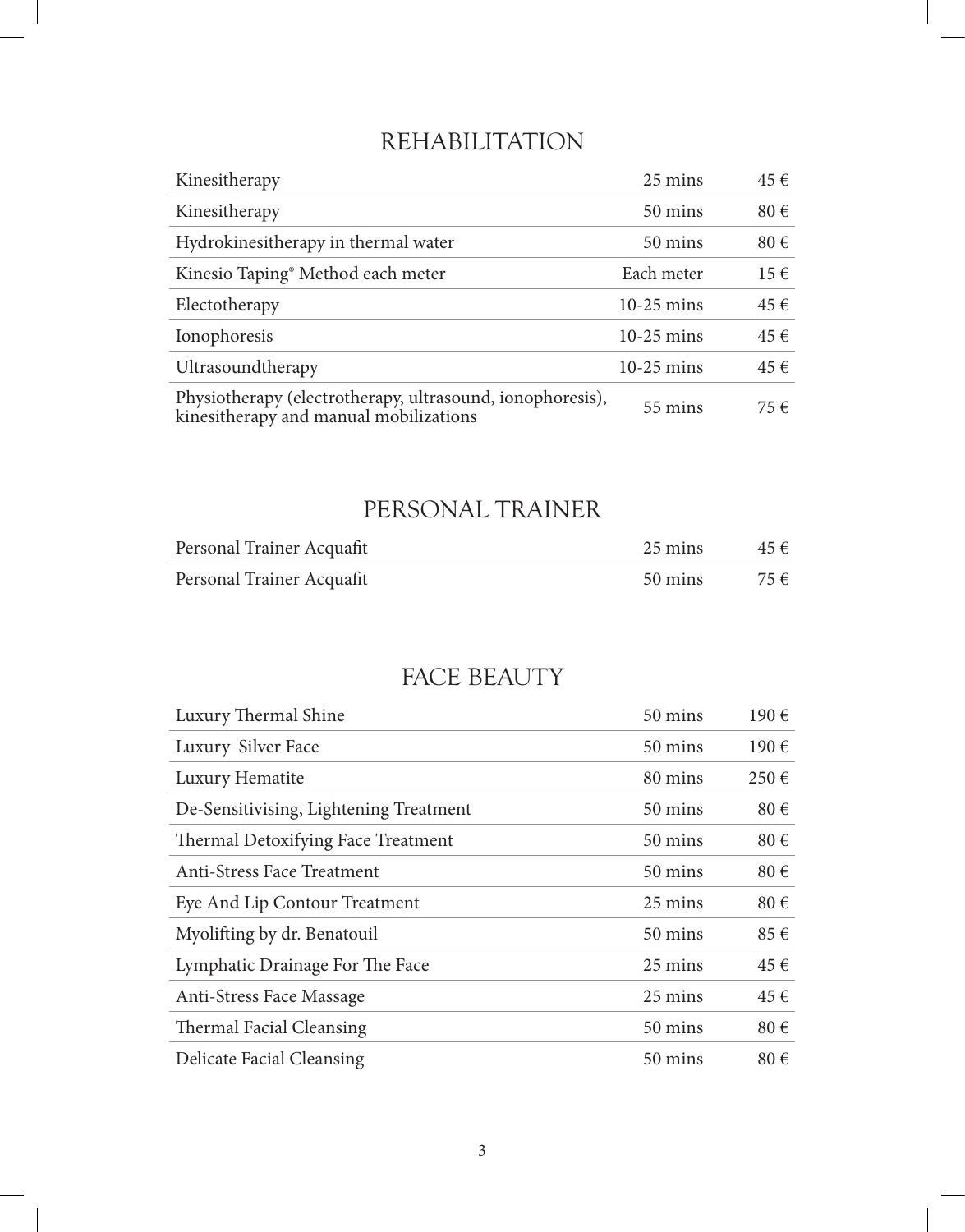## REHABILITATION

| | | |
|---|---|---|
| Kinesitherapy | 25 mins | 45 € |
| Kinesitherapy | 50 mins | 80 € |
| Hydrokinesitherapy in thermal water | 50 mins | 80 € |
| Kinesio Taping® Method each meter | Each meter | 15 € |
| Electotherapy | 10-25 mins | 45 € |
| Ionophoresis | 10-25 mins | 45 € |
| Ultrasoundtherapy | 10-25 mins | 45 € |
| Physiotherapy (electrotherapy, ultrasound, ionophoresis), kinesitherapy and manual mobilizations | 55 mins | 75 € |

## PERSONAL TRAINER

| | | |
|---|---|---|
| Personal Trainer Acquafit | 25 mins | 45 € |
| Personal Trainer Acquafit | 50 mins | 75 € |

## FACE BEAUTY

| | | |
|---|---|---|
| Luxury Thermal Shine | 50 mins | 190 € |
| Luxury Silver Face | 50 mins | 190 € |
| Luxury Hematite | 80 mins | 250 € |
| De-Sensitivising, Lightening Treatment | 50 mins | 80 € |
| Thermal Detoxifying Face Treatment | 50 mins | 80 € |
| Anti-Stress Face Treatment | 50 mins | 80 € |
| Eye And Lip Contour Treatment | 25 mins | 80 € |
| Myolifting by dr. Benatouil | 50 mins | 85 € |
| Lymphatic Drainage For The Face | 25 mins | 45 € |
| Anti-Stress Face Massage | 25 mins | 45 € |
| Thermal Facial Cleansing | 50 mins | 80 € |
| Delicate Facial Cleansing | 50 mins | 80 € |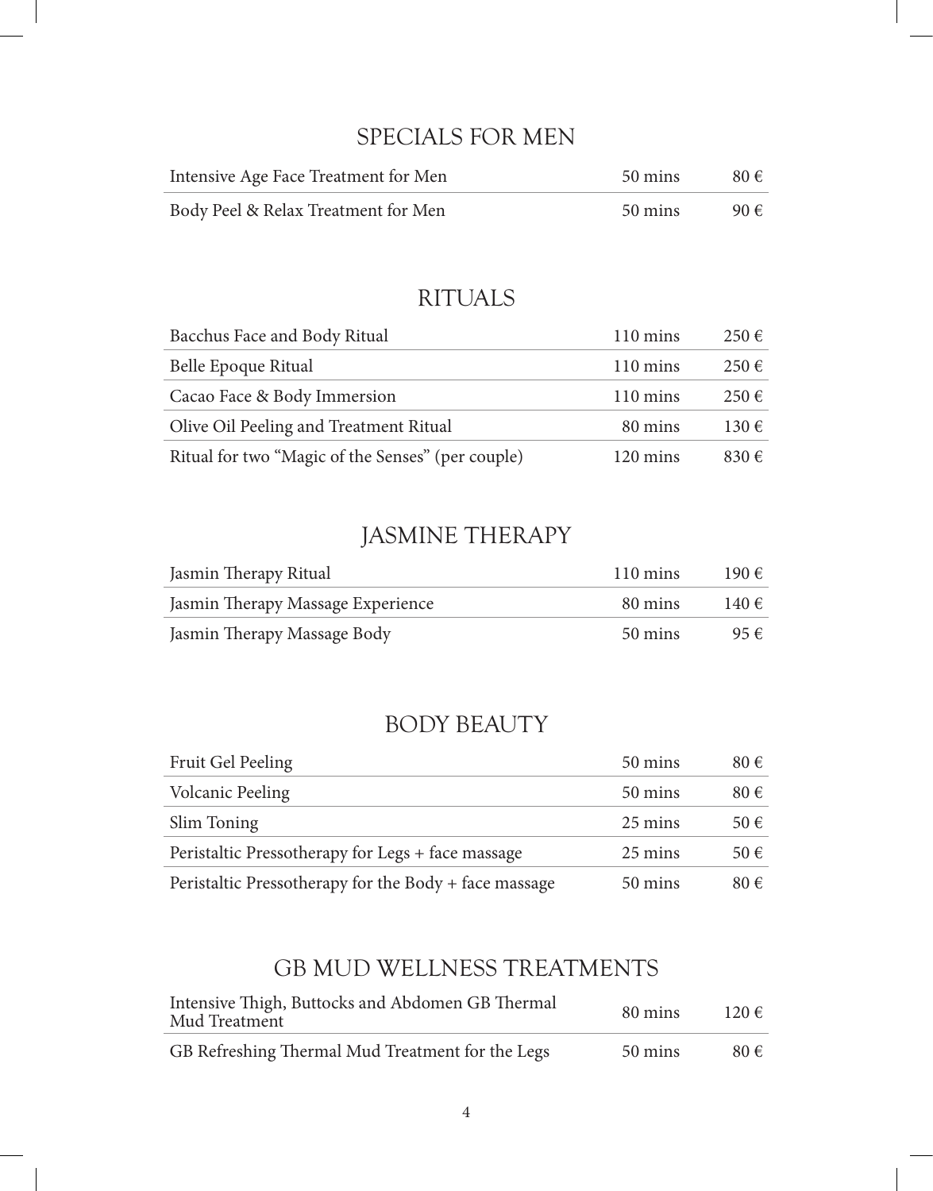## SPECIALS FOR MEN

| | | |
|---|---|---|
| Intensive Age Face Treatment for Men | 50 mins | 80 € |
| Body Peel & Relax Treatment for Men | 50 mins | 90 € |

## RITUALS

| | | |
|---|---|---|
| Bacchus Face and Body Ritual | 110 mins | 250 € |
| Belle Epoque Ritual | 110 mins | 250 € |
| Cacao Face & Body Immersion | 110 mins | 250 € |
| Olive Oil Peeling and Treatment Ritual | 80 mins | 130 € |
| Ritual for two "Magic of the Senses" (per couple) | 120 mins | 830 € |

## JASMINE THERAPY

| | | |
|---|---|---|
| Jasmin Therapy Ritual | 110 mins | 190 € |
| Jasmin Therapy Massage Experience | 80 mins | 140 € |
| Jasmin Therapy Massage Body | 50 mins | 95 € |

## BODY BEAUTY

| | | |
|---|---|---|
| Fruit Gel Peeling | 50 mins | 80 € |
| Volcanic Peeling | 50 mins | 80 € |
| Slim Toning | 25 mins | 50 € |
| Peristaltic Pressotherapy for Legs + face massage | 25 mins | 50 € |
| Peristaltic Pressotherapy for the Body + face massage | 50 mins | 80 € |

## GB MUD WELLNESS TREATMENTS

| | | |
|---|---|---|
| Intensive Thigh, Buttocks and Abdomen GB Thermal Mud Treatment | 80 mins | 120 € |
| GB Refreshing Thermal Mud Treatment for the Legs | 50 mins | 80 € |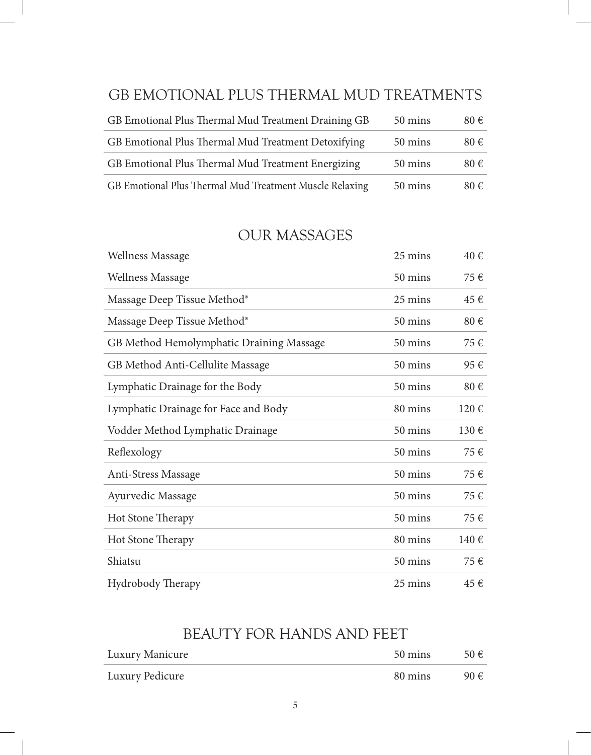## GB EMOTIONAL PLUS THERMAL MUD TREATMENTS

| | | |
|---|---|---|
| GB Emotional Plus Thermal Mud Treatment Draining GB | 50 mins | 80 € |
| GB Emotional Plus Thermal Mud Treatment Detoxifying | 50 mins | 80 € |
| GB Emotional Plus Thermal Mud Treatment Energizing | 50 mins | 80 € |
| GB Emotional Plus Thermal Mud Treatment Muscle Relaxing | 50 mins | 80 € |

## OUR MASSAGES

| | | |
|---|---|---|
| Wellness Massage | 25 mins | 40 € |
| Wellness Massage | 50 mins | 75 € |
| Massage Deep Tissue Method® | 25 mins | 45 € |
| Massage Deep Tissue Method® | 50 mins | 80 € |
| GB Method Hemolymphatic Draining Massage | 50 mins | 75 € |
| GB Method Anti-Cellulite Massage | 50 mins | 95 € |
| Lymphatic Drainage for the Body | 50 mins | 80 € |
| Lymphatic Drainage for Face and Body | 80 mins | 120 € |
| Vodder Method Lymphatic Drainage | 50 mins | 130 € |
| Reflexology | 50 mins | 75 € |
| Anti-Stress Massage | 50 mins | 75 € |
| Ayurvedic Massage | 50 mins | 75 € |
| Hot Stone Therapy | 50 mins | 75 € |
| Hot Stone Therapy | 80 mins | 140 € |
| Shiatsu | 50 mins | 75 € |
| Hydrobody Therapy | 25 mins | 45 € |

## BEAUTY FOR HANDS AND FEET

| | | |
|---|---|---|
| Luxury Manicure | 50 mins | 50 € |
| Luxury Pedicure | 80 mins | 90 € |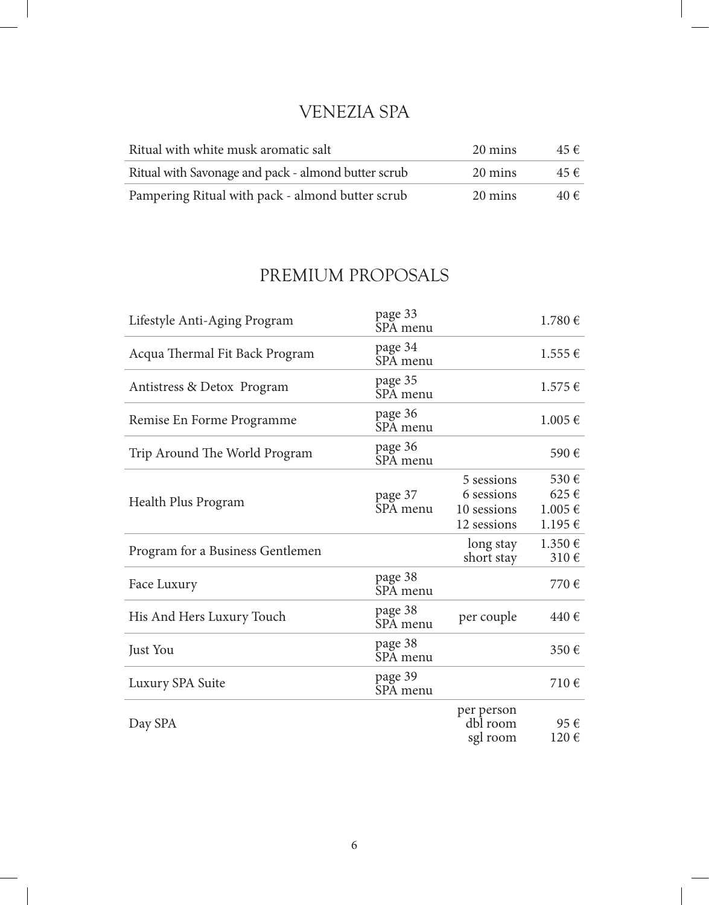## VENEZIA SPA

| Treatment | Duration | Price |
|---|---|---|
| Ritual with white musk aromatic salt | 20 mins | 45 € |
| Ritual with Savonage and pack - almond butter scrub | 20 mins | 45 € |
| Pampering Ritual with pack - almond butter scrub | 20 mins | 40 € |

## PREMIUM PROPOSALS

| Program | Reference | Details | Price |
|---|---|---|---|
| Lifestyle Anti-Aging Program | page 33 SPA menu | | 1.780 € |
| Acqua Thermal Fit Back Program | page 34 SPA menu | | 1.555 € |
| Antistress & Detox Program | page 35 SPA menu | | 1.575 € |
| Remise En Forme Programme | page 36 SPA menu | | 1.005 € |
| Trip Around The World Program | page 36 SPA menu | | 590 € |
| Health Plus Program | page 37 SPA menu | 5 sessions<br>6 sessions<br>10 sessions<br>12 sessions | 530 €<br>625 €<br>1.005 €<br>1.195 € |
| Program for a Business Gentlemen | | long stay<br>short stay | 1.350 €<br>310 € |
| Face Luxury | page 38 SPA menu | | 770 € |
| His And Hers Luxury Touch | page 38 SPA menu | per couple | 440 € |
| Just You | page 38 SPA menu | | 350 € |
| Luxury SPA Suite | page 39 SPA menu | | 710 € |
| Day SPA | | per person<br>dbl room<br>sgl room | <br>95 €<br>120 € |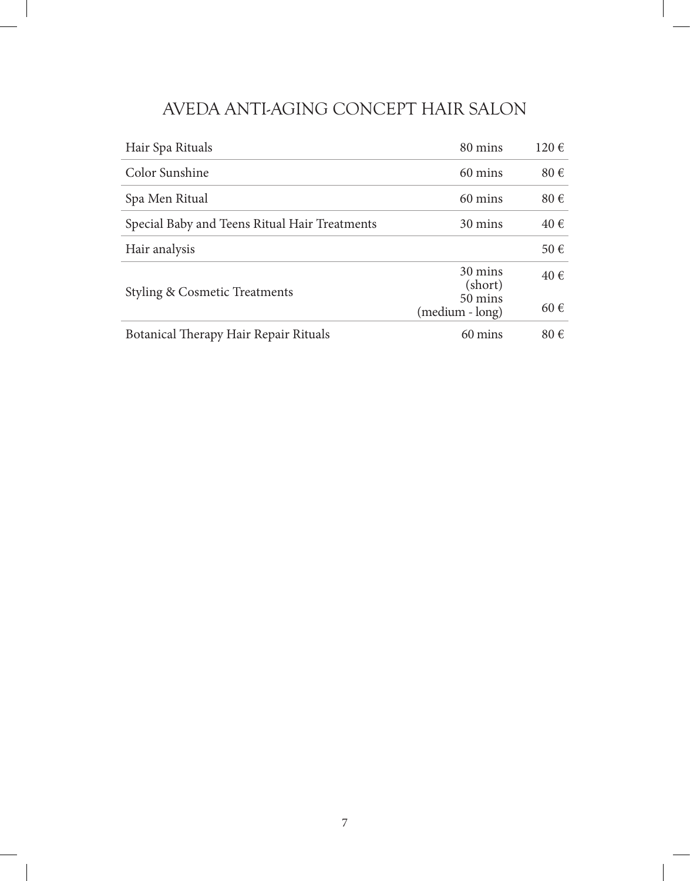# AVEDA ANTI-AGING CONCEPT HAIR SALON

| Treatment | Duration | Price |
| --- | --- | --- |
| Hair Spa Rituals | 80 mins | 120 € |
| Color Sunshine | 60 mins | 80 € |
| Spa Men Ritual | 60 mins | 80 € |
| Special Baby and Teens Ritual Hair Treatments | 30 mins | 40 € |
| Hair analysis | | 50 € |
| Styling & Cosmetic Treatments | 30 mins (short) | 40 € |
| | 50 mins (medium - long) | 60 € |
| Botanical Therapy Hair Repair Rituals | 60 mins | 80 € |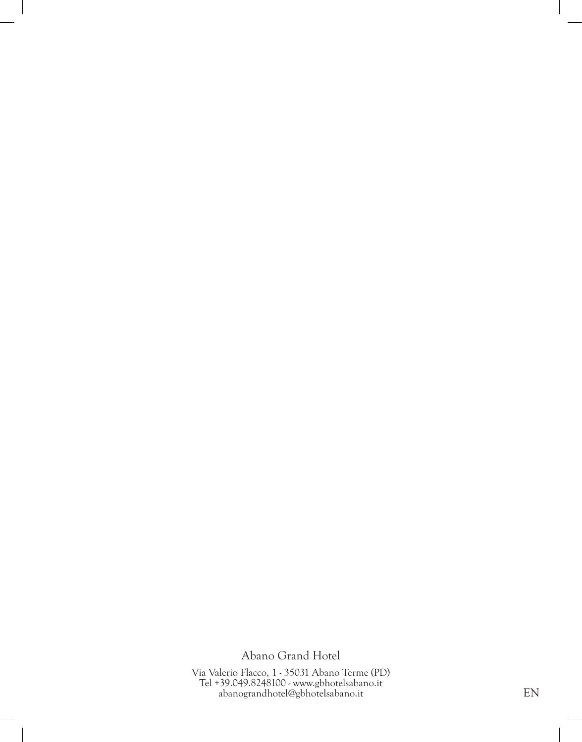Abano Grand Hotel

Via Valerio Flacco, 1 - 35031 Abano Terme (PD)
Tel +39.049.8248100 - www.gbhotelsabano.it
abanograndhotel@gbhotelsabano.it

EN